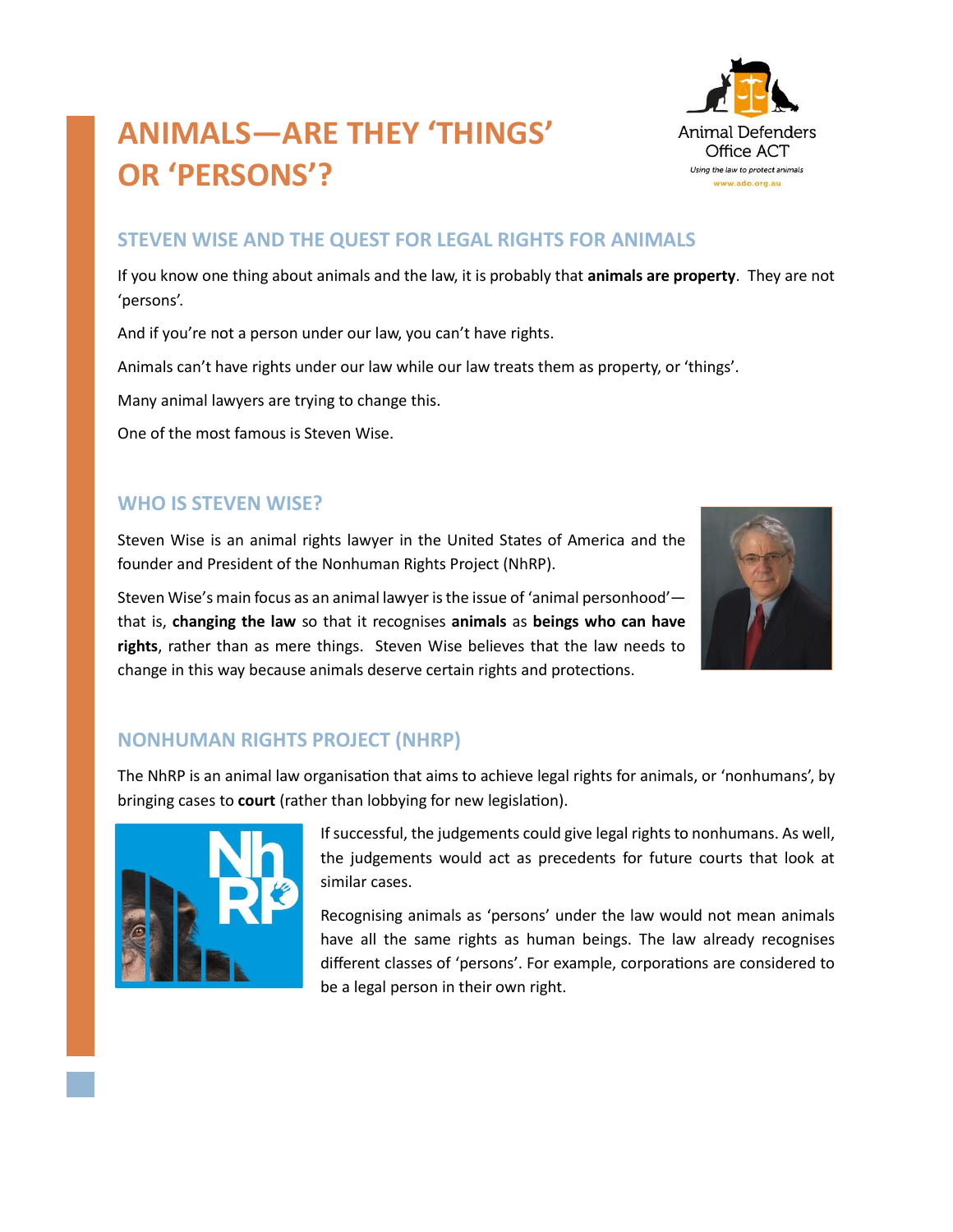# ANIMALS—ARE THEY 'THINGS' OR 'PERSONS'?

Animal Defenders Office ACT

*Using the law to protect animals*

www.ado.org.au

## STEVEN WISE AND THE QUEST FOR LEGAL RIGHTS FOR ANIMALS

If you know one thing about animals and the law, it is probably that **animals are property**. They are not 'persons'.

And if you're not a person under our law, you can't have rights.

Animals can't have rights under our law while our law treats them as property, or 'things'.

Many animal lawyers are trying to change this.

One of the most famous is Steven Wise.

## WHO IS STEVEN WISE?

Steven Wise is an animal rights lawyer in the United States of America and the founder and President of the Nonhuman Rights Project (NhRP).

Steven Wise's main focus as an animal lawyer is the issue of 'animal personhood'—that is, **changing the law** so that it recognises **animals** as **beings who can have rights**, rather than as mere things. Steven Wise believes that the law needs to change in this way because animals deserve certain rights and protections.

## NONHUMAN RIGHTS PROJECT (NHRP)

The NhRP is an animal law organisation that aims to achieve legal rights for animals, or 'nonhumans', by bringing cases to **court** (rather than lobbying for new legislation).

If successful, the judgements could give legal rights to nonhumans. As well, the judgements would act as precedents for future courts that look at similar cases.

Recognising animals as 'persons' under the law would not mean animals have all the same rights as human beings. The law already recognises different classes of 'persons'. For example, corporations are considered to be a legal person in their own right.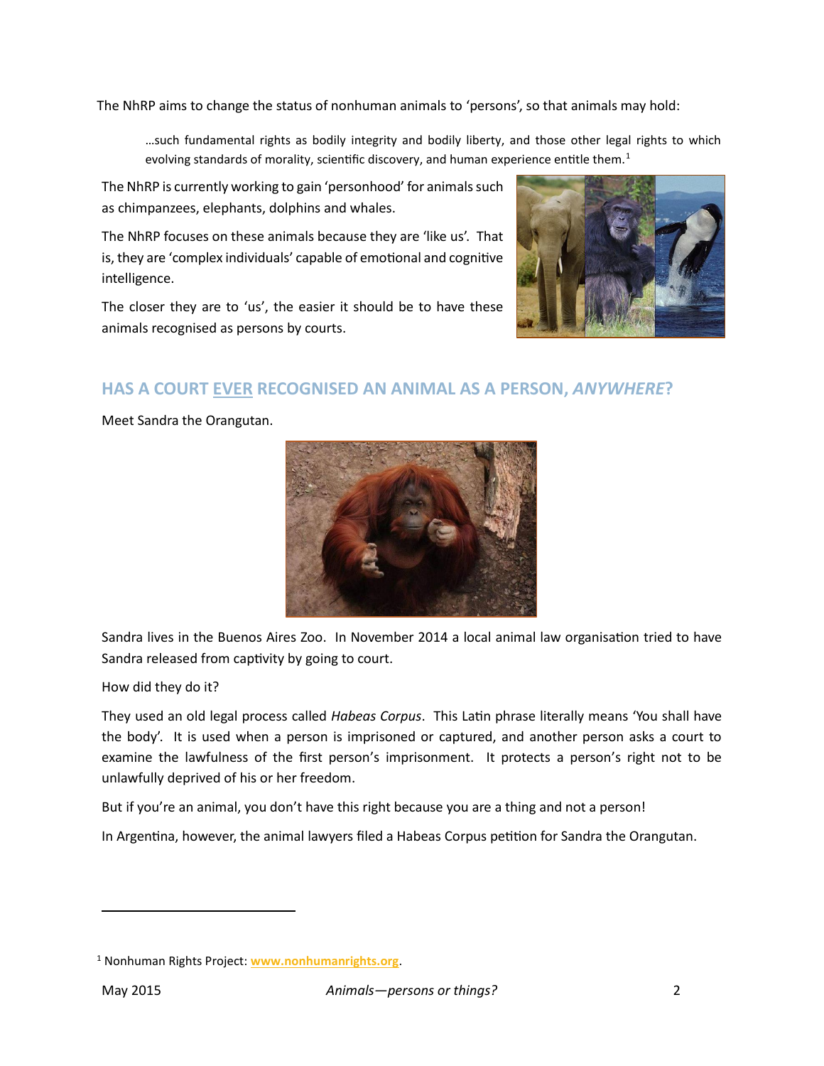The NhRP aims to change the status of nonhuman animals to 'persons', so that animals may hold:

> …such fundamental rights as bodily integrity and bodily liberty, and those other legal rights to which evolving standards of morality, scientific discovery, and human experience entitle them.[1]

The NhRP is currently working to gain 'personhood' for animals such as chimpanzees, elephants, dolphins and whales.

The NhRP focuses on these animals because they are 'like us'. That is, they are 'complex individuals' capable of emotional and cognitive intelligence.

The closer they are to 'us', the easier it should be to have these animals recognised as persons by courts.

## HAS A COURT EVER RECOGNISED AN ANIMAL AS A PERSON, *ANYWHERE*?

Meet Sandra the Orangutan.

Sandra lives in the Buenos Aires Zoo. In November 2014 a local animal law organisation tried to have Sandra released from captivity by going to court.

How did they do it?

They used an old legal process called *Habeas Corpus*. This Latin phrase literally means 'You shall have the body'. It is used when a person is imprisoned or captured, and another person asks a court to examine the lawfulness of the first person's imprisonment. It protects a person's right not to be unlawfully deprived of his or her freedom.

But if you're an animal, you don't have this right because you are a thing and not a person!

In Argentina, however, the animal lawyers filed a Habeas Corpus petition for Sandra the Orangutan.

---

[1] Nonhuman Rights Project: **www.nonhumanrights.org**.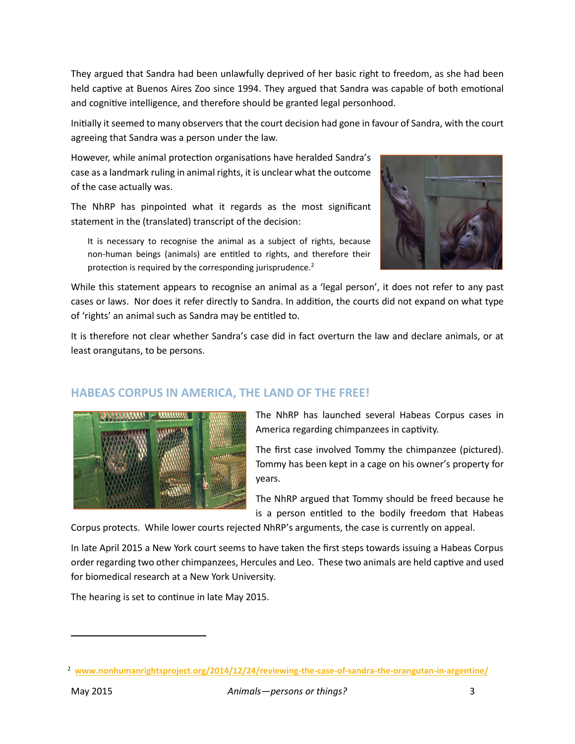They argued that Sandra had been unlawfully deprived of her basic right to freedom, as she had been held captive at Buenos Aires Zoo since 1994. They argued that Sandra was capable of both emotional and cognitive intelligence, and therefore should be granted legal personhood.

Initially it seemed to many observers that the court decision had gone in favour of Sandra, with the court agreeing that Sandra was a person under the law.

However, while animal protection organisations have heralded Sandra's case as a landmark ruling in animal rights, it is unclear what the outcome of the case actually was.

The NhRP has pinpointed what it regards as the most significant statement in the (translated) transcript of the decision:

> It is necessary to recognise the animal as a subject of rights, because non-human beings (animals) are entitled to rights, and therefore their protection is required by the corresponding jurisprudence.[2]

While this statement appears to recognise an animal as a 'legal person', it does not refer to any past cases or laws. Nor does it refer directly to Sandra. In addition, the courts did not expand on what type of 'rights' an animal such as Sandra may be entitled to.

It is therefore not clear whether Sandra's case did in fact overturn the law and declare animals, or at least orangutans, to be persons.

## HABEAS CORPUS IN AMERICA, THE LAND OF THE FREE!

The NhRP has launched several Habeas Corpus cases in America regarding chimpanzees in captivity.

The first case involved Tommy the chimpanzee (pictured). Tommy has been kept in a cage on his owner's property for years.

The NhRP argued that Tommy should be freed because he is a person entitled to the bodily freedom that Habeas Corpus protects. While lower courts rejected NhRP's arguments, the case is currently on appeal.

In late April 2015 a New York court seems to have taken the first steps towards issuing a Habeas Corpus order regarding two other chimpanzees, Hercules and Leo. These two animals are held captive and used for biomedical research at a New York University.

The hearing is set to continue in late May 2015.

---

[2] www.nonhumanrightsproject.org/2014/12/24/reviewing-the-case-of-sandra-the-orangutan-in-argentine/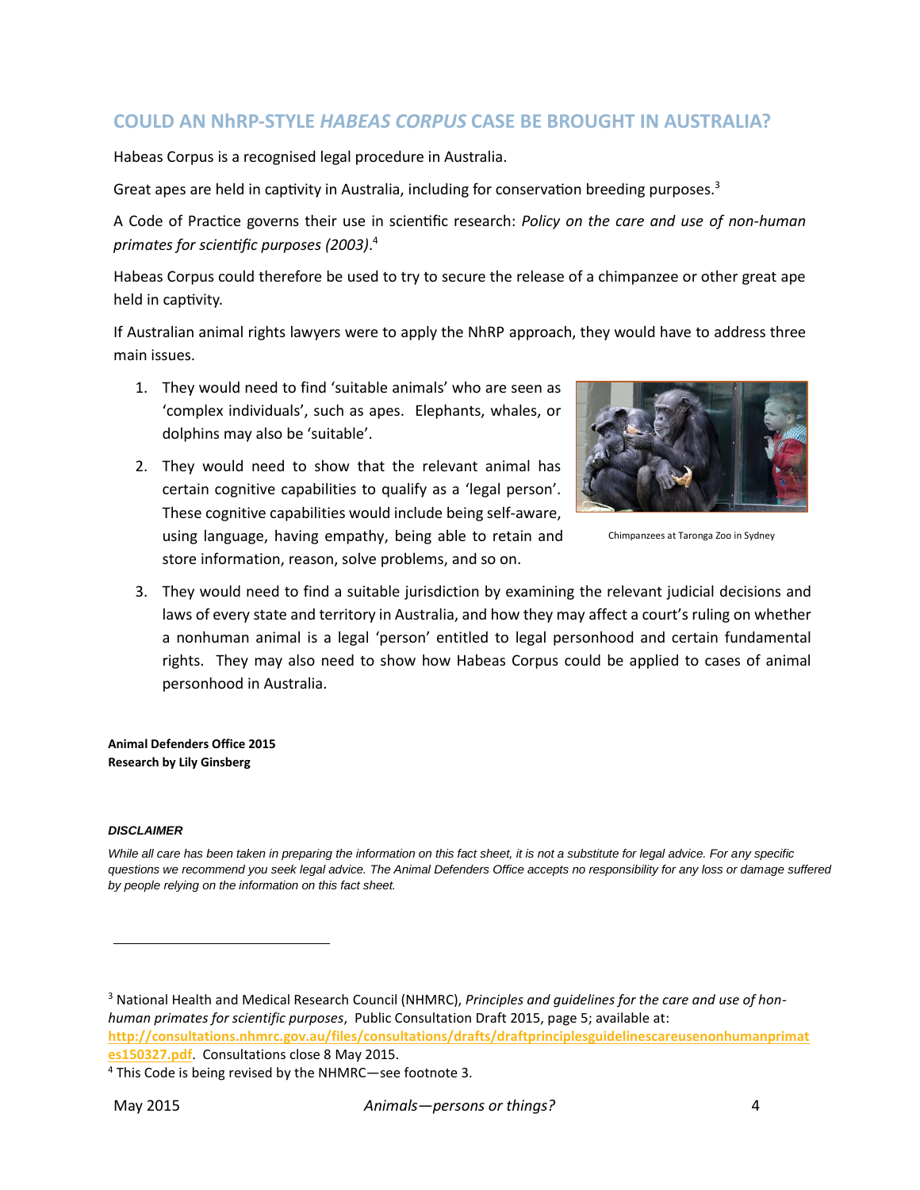## COULD AN NhRP-STYLE *HABEAS CORPUS* CASE BE BROUGHT IN AUSTRALIA?

Habeas Corpus is a recognised legal procedure in Australia.

Great apes are held in captivity in Australia, including for conservation breeding purposes.[3]

A Code of Practice governs their use in scientific research: *Policy on the care and use of non-human primates for scientific purposes (2003)*.[4]

Habeas Corpus could therefore be used to try to secure the release of a chimpanzee or other great ape held in captivity.

If Australian animal rights lawyers were to apply the NhRP approach, they would have to address three main issues.

1. They would need to find 'suitable animals' who are seen as 'complex individuals', such as apes. Elephants, whales, or dolphins may also be 'suitable'.
2. They would need to show that the relevant animal has certain cognitive capabilities to qualify as a 'legal person'. These cognitive capabilities would include being self-aware, using language, having empathy, being able to retain and store information, reason, solve problems, and so on.
3. They would need to find a suitable jurisdiction by examining the relevant judicial decisions and laws of every state and territory in Australia, and how they may affect a court's ruling on whether a nonhuman animal is a legal 'person' entitled to legal personhood and certain fundamental rights. They may also need to show how Habeas Corpus could be applied to cases of animal personhood in Australia.

Chimpanzees at Taronga Zoo in Sydney

**Animal Defenders Office 2015**
**Research by Lily Ginsberg**

***DISCLAIMER***

*While all care has been taken in preparing the information on this fact sheet, it is not a substitute for legal advice. For any specific questions we recommend you seek legal advice. The Animal Defenders Office accepts no responsibility for any loss or damage suffered by people relying on the information on this fact sheet.*

---

[3] National Health and Medical Research Council (NHMRC), *Principles and guidelines for the care and use of hon-human primates for scientific purposes*, Public Consultation Draft 2015, page 5; available at: http://consultations.nhmrc.gov.au/files/consultations/drafts/draftprinciplesguidelinescareusenonhumanprimates150327.pdf. Consultations close 8 May 2015.

[4] This Code is being revised by the NHMRC—see footnote 3.